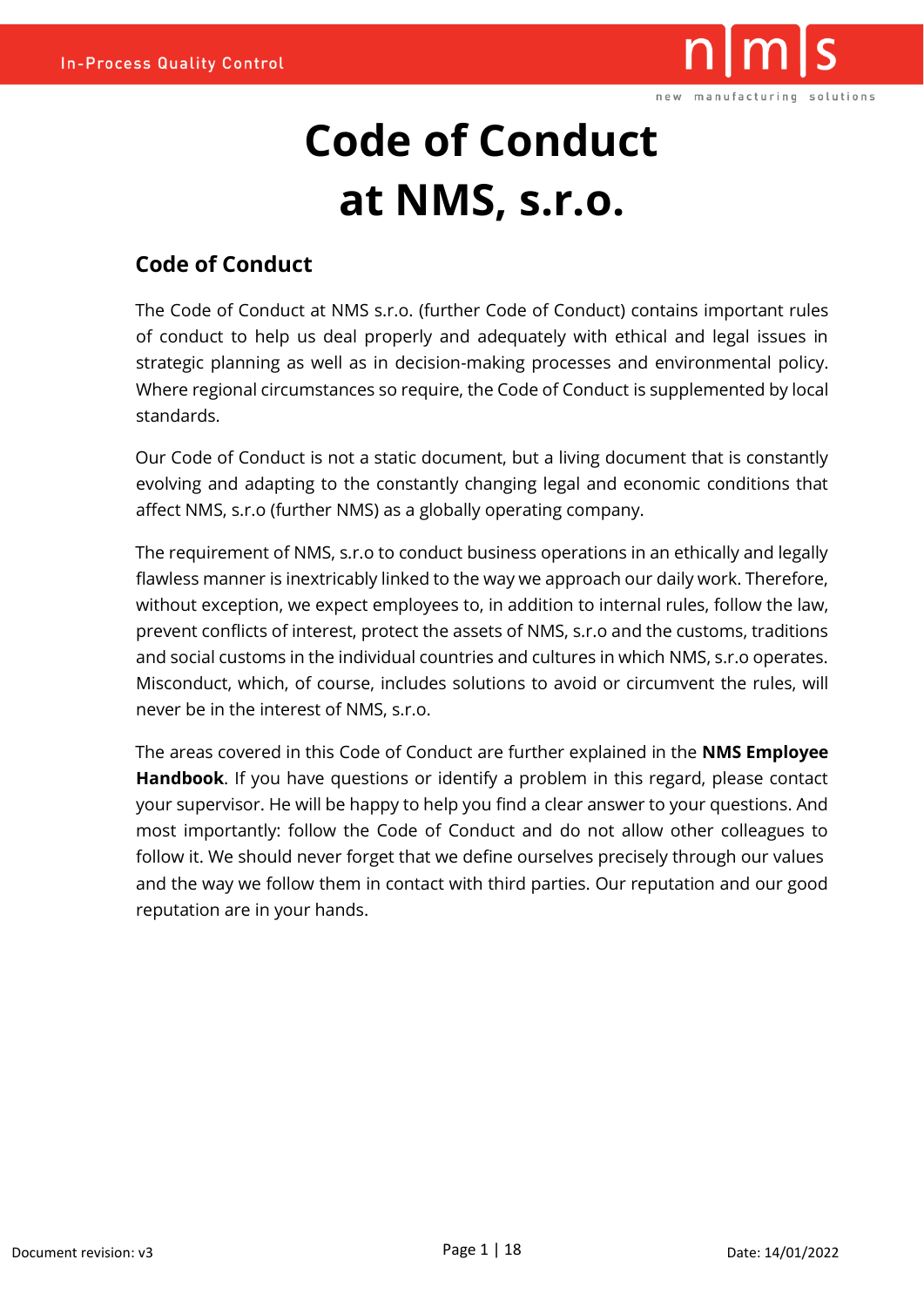# Code of Conduct at NMS, s.r.o.

## Code of Conduct

The Code of Conduct at NMS s.r.o. (further Code of Conduct) contains important rules of conduct to help us deal properly and adequately with ethical and legal issues in strategic planning as well as in decision-making processes and environmental policy. Where regional circumstances so require, the Code of Conduct is supplemented by local standards.

Our Code of Conduct is not a static document, but a living document that is constantly evolving and adapting to the constantly changing legal and economic conditions that affect NMS, s.r.o (further NMS) as a globally operating company.

The requirement of NMS, s.r.o to conduct business operations in an ethically and legally flawless manner is inextricably linked to the way we approach our daily work. Therefore, without exception, we expect employees to, in addition to internal rules, follow the law, prevent conflicts of interest, protect the assets of NMS, s.r.o and the customs, traditions and social customs in the individual countries and cultures in which NMS, s.r.o operates. Misconduct, which, of course, includes solutions to avoid or circumvent the rules, will never be in the interest of NMS, s.r.o.

The areas covered in this Code of Conduct are further explained in the **NMS Employee Handbook**. If you have questions or identify a problem in this regard, please contact your supervisor. He will be happy to help you find a clear answer to your questions. And most importantly: follow the Code of Conduct and do not allow other colleagues to follow it. We should never forget that we define ourselves precisely through our values and the way we follow them in contact with third parties. Our reputation and our good reputation are in your hands.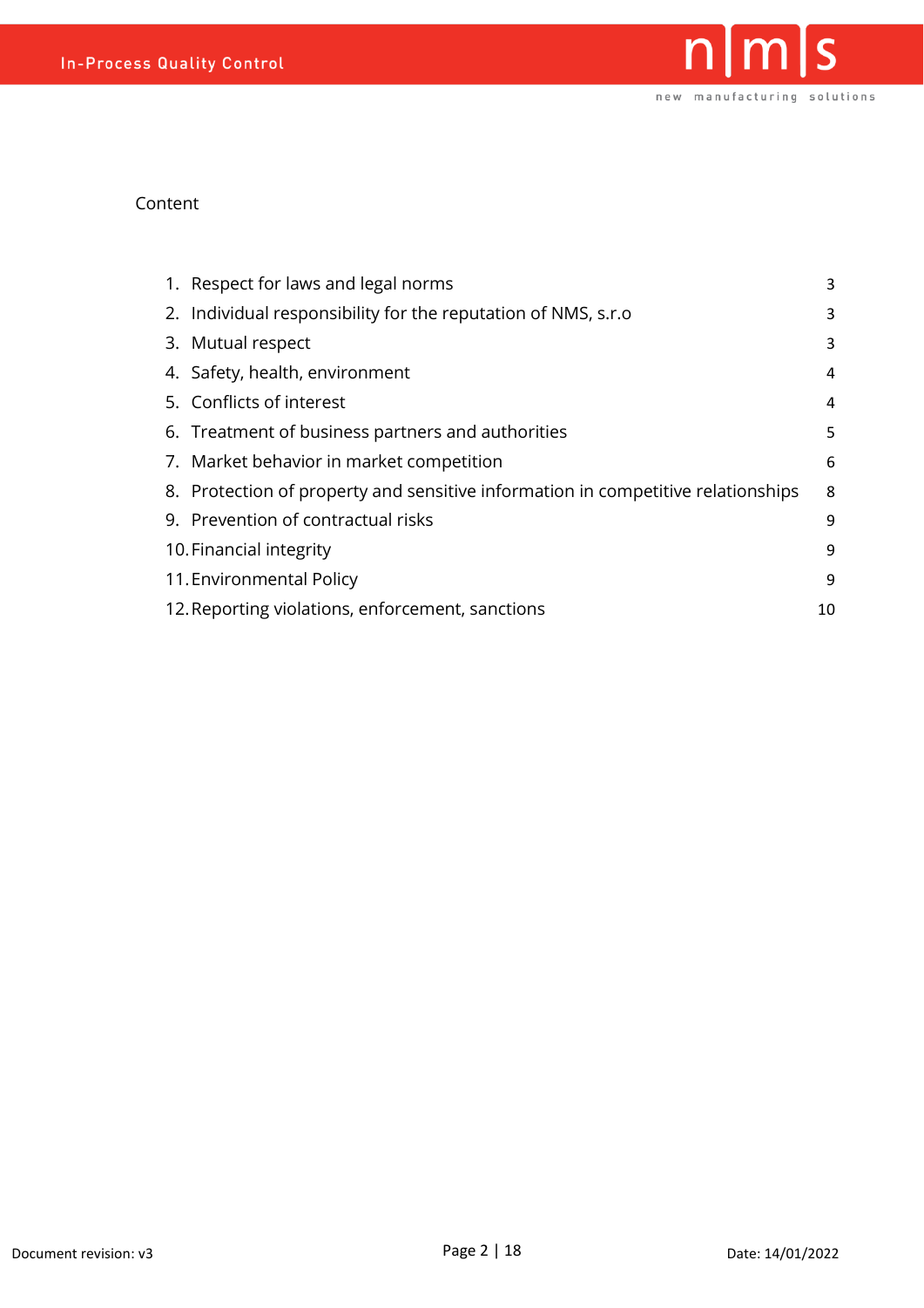Content

| | | |
|---|---|---|
| 1. | Respect for laws and legal norms | 3 |
| 2. | Individual responsibility for the reputation of NMS, s.r.o | 3 |
| 3. | Mutual respect | 3 |
| 4. | Safety, health, environment | 4 |
| 5. | Conflicts of interest | 4 |
| 6. | Treatment of business partners and authorities | 5 |
| 7. | Market behavior in market competition | 6 |
| 8. | Protection of property and sensitive information in competitive relationships | 8 |
| 9. | Prevention of contractual risks | 9 |
| 10. | Financial integrity | 9 |
| 11. | Environmental Policy | 9 |
| 12. | Reporting violations, enforcement, sanctions | 10 |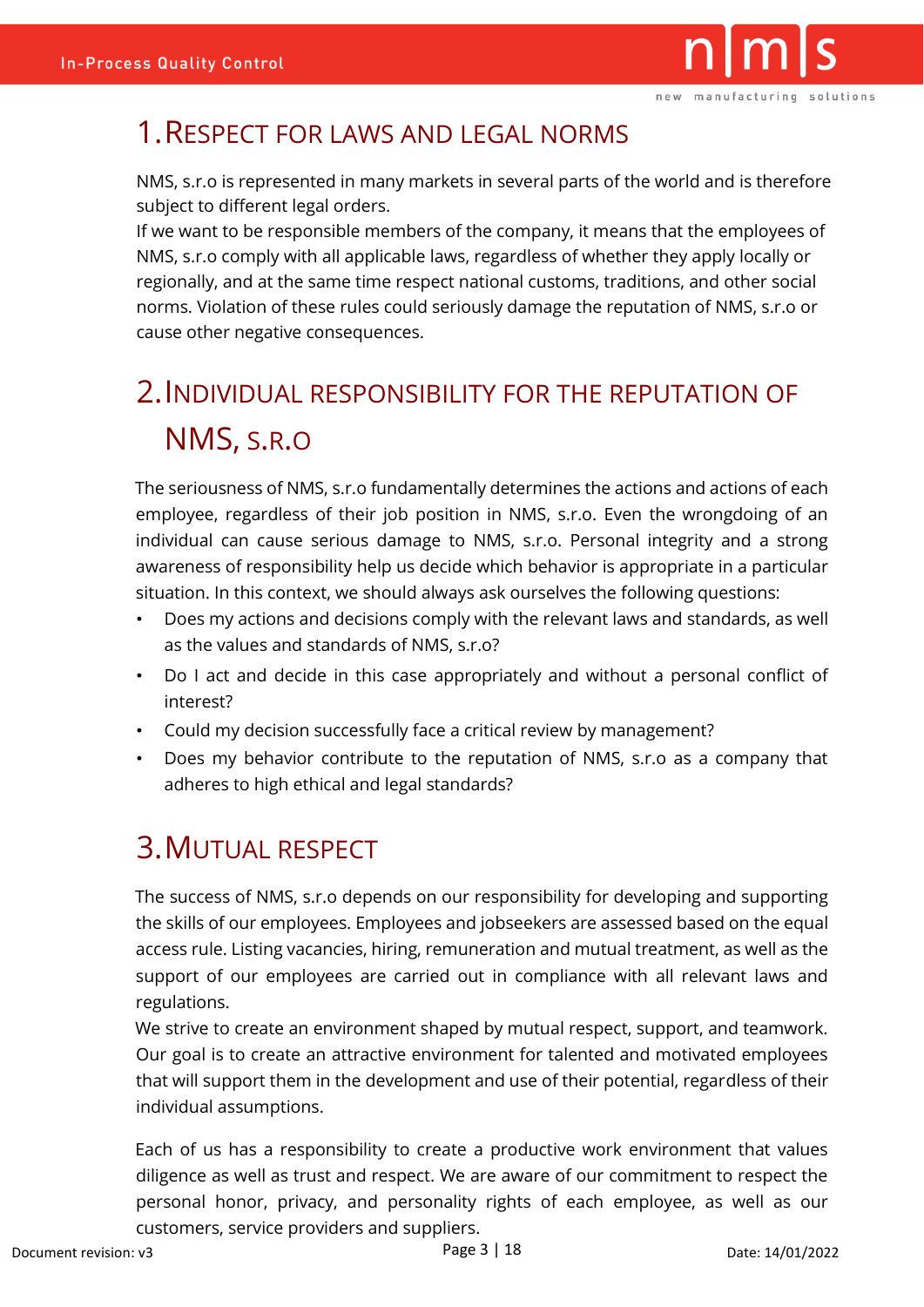# 1. Respect for laws and legal norms

NMS, s.r.o is represented in many markets in several parts of the world and is therefore subject to different legal orders.
If we want to be responsible members of the company, it means that the employees of NMS, s.r.o comply with all applicable laws, regardless of whether they apply locally or regionally, and at the same time respect national customs, traditions, and other social norms. Violation of these rules could seriously damage the reputation of NMS, s.r.o or cause other negative consequences.

# 2. Individual responsibility for the reputation of NMS, s.r.o

The seriousness of NMS, s.r.o fundamentally determines the actions and actions of each employee, regardless of their job position in NMS, s.r.o. Even the wrongdoing of an individual can cause serious damage to NMS, s.r.o. Personal integrity and a strong awareness of responsibility help us decide which behavior is appropriate in a particular situation. In this context, we should always ask ourselves the following questions:

- Does my actions and decisions comply with the relevant laws and standards, as well as the values and standards of NMS, s.r.o?
- Do I act and decide in this case appropriately and without a personal conflict of interest?
- Could my decision successfully face a critical review by management?
- Does my behavior contribute to the reputation of NMS, s.r.o as a company that adheres to high ethical and legal standards?

# 3. Mutual respect

The success of NMS, s.r.o depends on our responsibility for developing and supporting the skills of our employees. Employees and jobseekers are assessed based on the equal access rule. Listing vacancies, hiring, remuneration and mutual treatment, as well as the support of our employees are carried out in compliance with all relevant laws and regulations.
We strive to create an environment shaped by mutual respect, support, and teamwork. Our goal is to create an attractive environment for talented and motivated employees that will support them in the development and use of their potential, regardless of their individual assumptions.

Each of us has a responsibility to create a productive work environment that values diligence as well as trust and respect. We are aware of our commitment to respect the personal honor, privacy, and personality rights of each employee, as well as our customers, service providers and suppliers.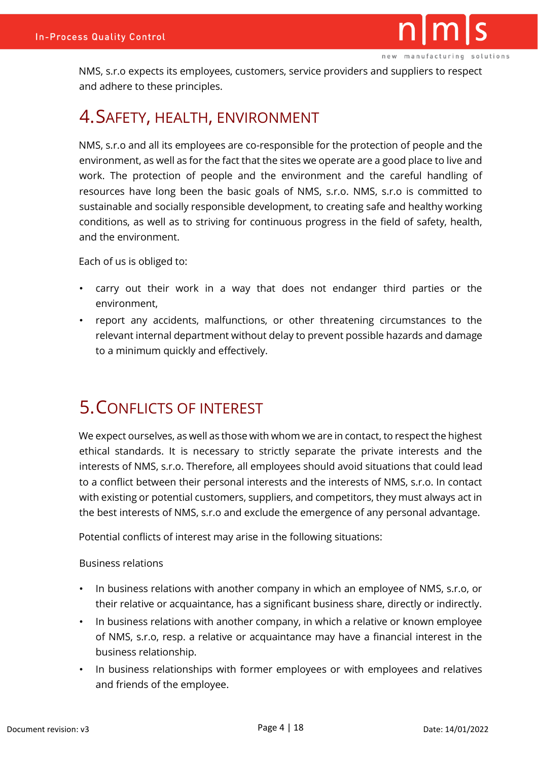NMS, s.r.o expects its employees, customers, service providers and suppliers to respect and adhere to these principles.

# 4. Safety, Health, Environment

NMS, s.r.o and all its employees are co-responsible for the protection of people and the environment, as well as for the fact that the sites we operate are a good place to live and work. The protection of people and the environment and the careful handling of resources have long been the basic goals of NMS, s.r.o. NMS, s.r.o is committed to sustainable and socially responsible development, to creating safe and healthy working conditions, as well as to striving for continuous progress in the field of safety, health, and the environment.

Each of us is obliged to:

- carry out their work in a way that does not endanger third parties or the environment,
- report any accidents, malfunctions, or other threatening circumstances to the relevant internal department without delay to prevent possible hazards and damage to a minimum quickly and effectively.

# 5. Conflicts of Interest

We expect ourselves, as well as those with whom we are in contact, to respect the highest ethical standards. It is necessary to strictly separate the private interests and the interests of NMS, s.r.o. Therefore, all employees should avoid situations that could lead to a conflict between their personal interests and the interests of NMS, s.r.o. In contact with existing or potential customers, suppliers, and competitors, they must always act in the best interests of NMS, s.r.o and exclude the emergence of any personal advantage.

Potential conflicts of interest may arise in the following situations:

Business relations

- In business relations with another company in which an employee of NMS, s.r.o, or their relative or acquaintance, has a significant business share, directly or indirectly.
- In business relations with another company, in which a relative or known employee of NMS, s.r.o, resp. a relative or acquaintance may have a financial interest in the business relationship.
- In business relationships with former employees or with employees and relatives and friends of the employee.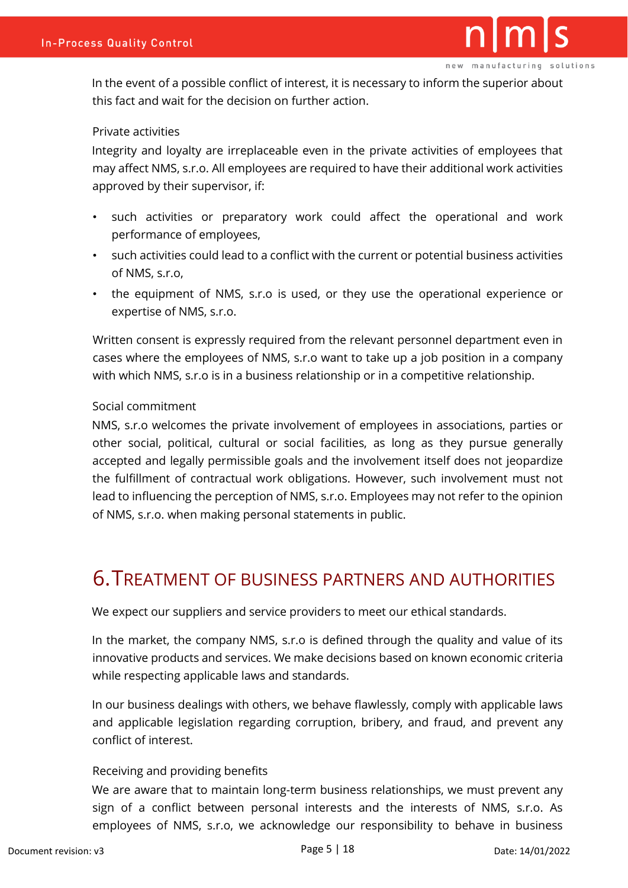In the event of a possible conflict of interest, it is necessary to inform the superior about this fact and wait for the decision on further action.

Private activities

Integrity and loyalty are irreplaceable even in the private activities of employees that may affect NMS, s.r.o. All employees are required to have their additional work activities approved by their supervisor, if:

- such activities or preparatory work could affect the operational and work performance of employees,
- such activities could lead to a conflict with the current or potential business activities of NMS, s.r.o,
- the equipment of NMS, s.r.o is used, or they use the operational experience or expertise of NMS, s.r.o.

Written consent is expressly required from the relevant personnel department even in cases where the employees of NMS, s.r.o want to take up a job position in a company with which NMS, s.r.o is in a business relationship or in a competitive relationship.

Social commitment

NMS, s.r.o welcomes the private involvement of employees in associations, parties or other social, political, cultural or social facilities, as long as they pursue generally accepted and legally permissible goals and the involvement itself does not jeopardize the fulfillment of contractual work obligations. However, such involvement must not lead to influencing the perception of NMS, s.r.o. Employees may not refer to the opinion of NMS, s.r.o. when making personal statements in public.

# 6. Treatment of business partners and authorities

We expect our suppliers and service providers to meet our ethical standards.

In the market, the company NMS, s.r.o is defined through the quality and value of its innovative products and services. We make decisions based on known economic criteria while respecting applicable laws and standards.

In our business dealings with others, we behave flawlessly, comply with applicable laws and applicable legislation regarding corruption, bribery, and fraud, and prevent any conflict of interest.

Receiving and providing benefits

We are aware that to maintain long-term business relationships, we must prevent any sign of a conflict between personal interests and the interests of NMS, s.r.o. As employees of NMS, s.r.o, we acknowledge our responsibility to behave in business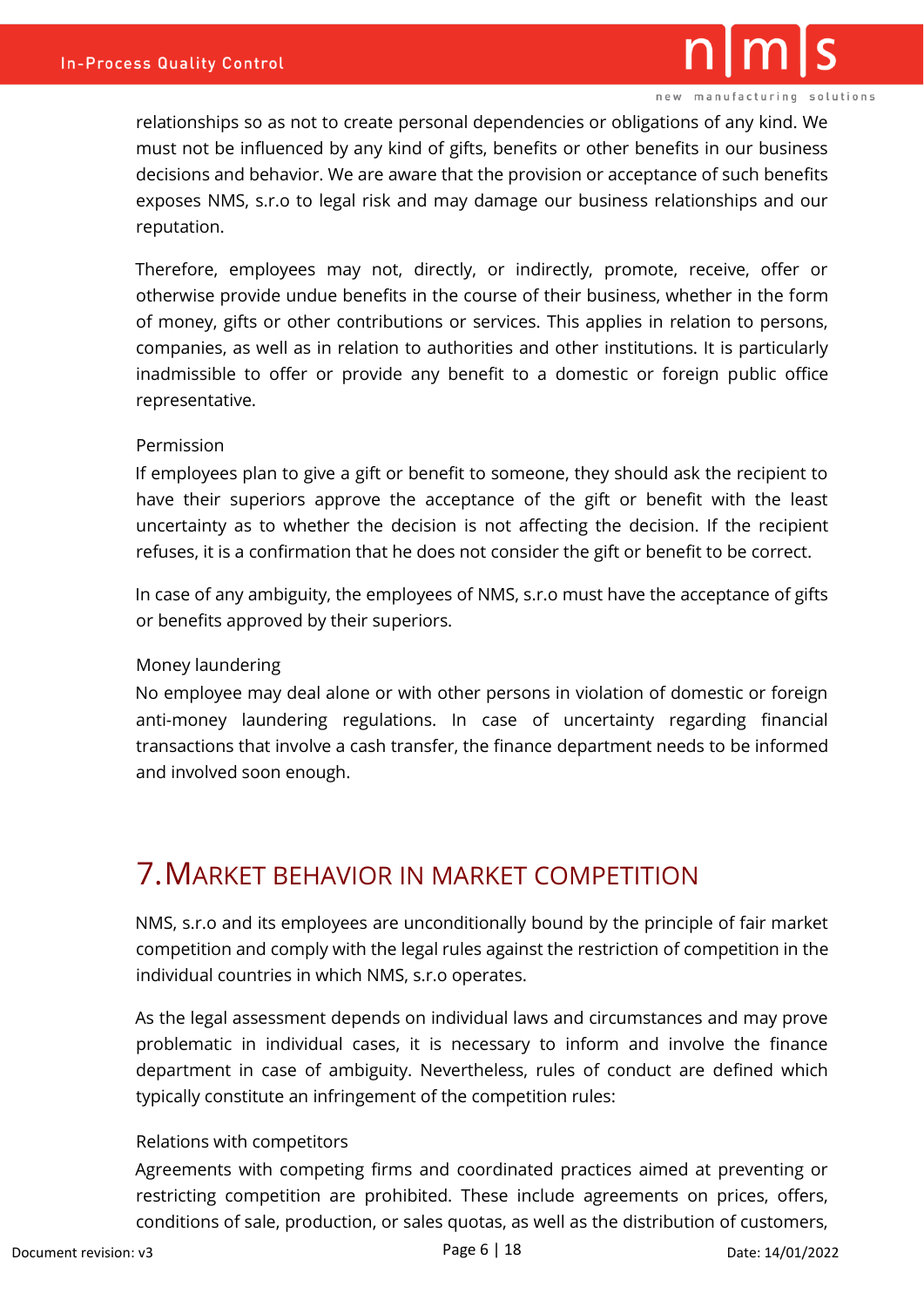relationships so as not to create personal dependencies or obligations of any kind. We must not be influenced by any kind of gifts, benefits or other benefits in our business decisions and behavior. We are aware that the provision or acceptance of such benefits exposes NMS, s.r.o to legal risk and may damage our business relationships and our reputation.

Therefore, employees may not, directly, or indirectly, promote, receive, offer or otherwise provide undue benefits in the course of their business, whether in the form of money, gifts or other contributions or services. This applies in relation to persons, companies, as well as in relation to authorities and other institutions. It is particularly inadmissible to offer or provide any benefit to a domestic or foreign public office representative.

Permission

If employees plan to give a gift or benefit to someone, they should ask the recipient to have their superiors approve the acceptance of the gift or benefit with the least uncertainty as to whether the decision is not affecting the decision. If the recipient refuses, it is a confirmation that he does not consider the gift or benefit to be correct.

In case of any ambiguity, the employees of NMS, s.r.o must have the acceptance of gifts or benefits approved by their superiors.

Money laundering

No employee may deal alone or with other persons in violation of domestic or foreign anti-money laundering regulations. In case of uncertainty regarding financial transactions that involve a cash transfer, the finance department needs to be informed and involved soon enough.

# 7. Market behavior in market competition

NMS, s.r.o and its employees are unconditionally bound by the principle of fair market competition and comply with the legal rules against the restriction of competition in the individual countries in which NMS, s.r.o operates.

As the legal assessment depends on individual laws and circumstances and may prove problematic in individual cases, it is necessary to inform and involve the finance department in case of ambiguity. Nevertheless, rules of conduct are defined which typically constitute an infringement of the competition rules:

Relations with competitors

Agreements with competing firms and coordinated practices aimed at preventing or restricting competition are prohibited. These include agreements on prices, offers, conditions of sale, production, or sales quotas, as well as the distribution of customers,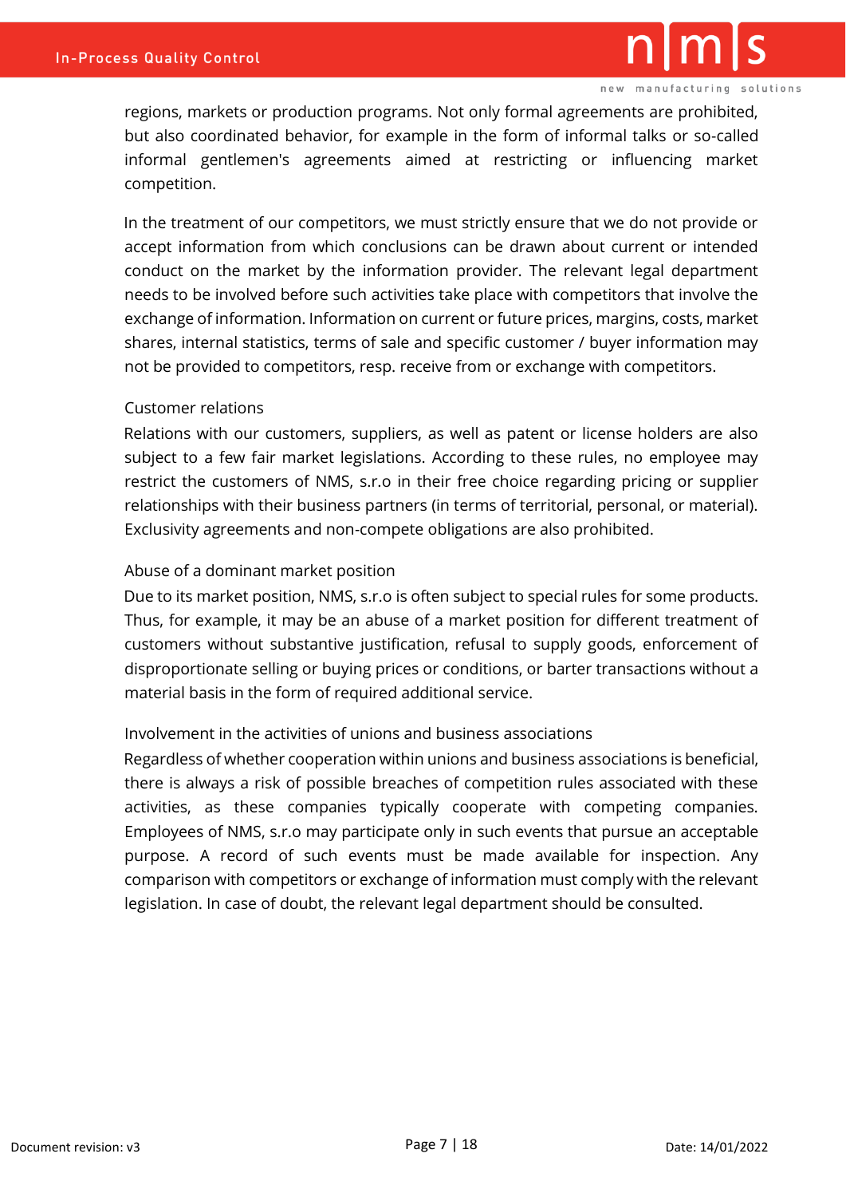regions, markets or production programs. Not only formal agreements are prohibited, but also coordinated behavior, for example in the form of informal talks or so-called informal gentlemen's agreements aimed at restricting or influencing market competition.

In the treatment of our competitors, we must strictly ensure that we do not provide or accept information from which conclusions can be drawn about current or intended conduct on the market by the information provider. The relevant legal department needs to be involved before such activities take place with competitors that involve the exchange of information. Information on current or future prices, margins, costs, market shares, internal statistics, terms of sale and specific customer / buyer information may not be provided to competitors, resp. receive from or exchange with competitors.

Customer relations

Relations with our customers, suppliers, as well as patent or license holders are also subject to a few fair market legislations. According to these rules, no employee may restrict the customers of NMS, s.r.o in their free choice regarding pricing or supplier relationships with their business partners (in terms of territorial, personal, or material). Exclusivity agreements and non-compete obligations are also prohibited.

Abuse of a dominant market position

Due to its market position, NMS, s.r.o is often subject to special rules for some products. Thus, for example, it may be an abuse of a market position for different treatment of customers without substantive justification, refusal to supply goods, enforcement of disproportionate selling or buying prices or conditions, or barter transactions without a material basis in the form of required additional service.

Involvement in the activities of unions and business associations

Regardless of whether cooperation within unions and business associations is beneficial, there is always a risk of possible breaches of competition rules associated with these activities, as these companies typically cooperate with competing companies. Employees of NMS, s.r.o may participate only in such events that pursue an acceptable purpose. A record of such events must be made available for inspection. Any comparison with competitors or exchange of information must comply with the relevant legislation. In case of doubt, the relevant legal department should be consulted.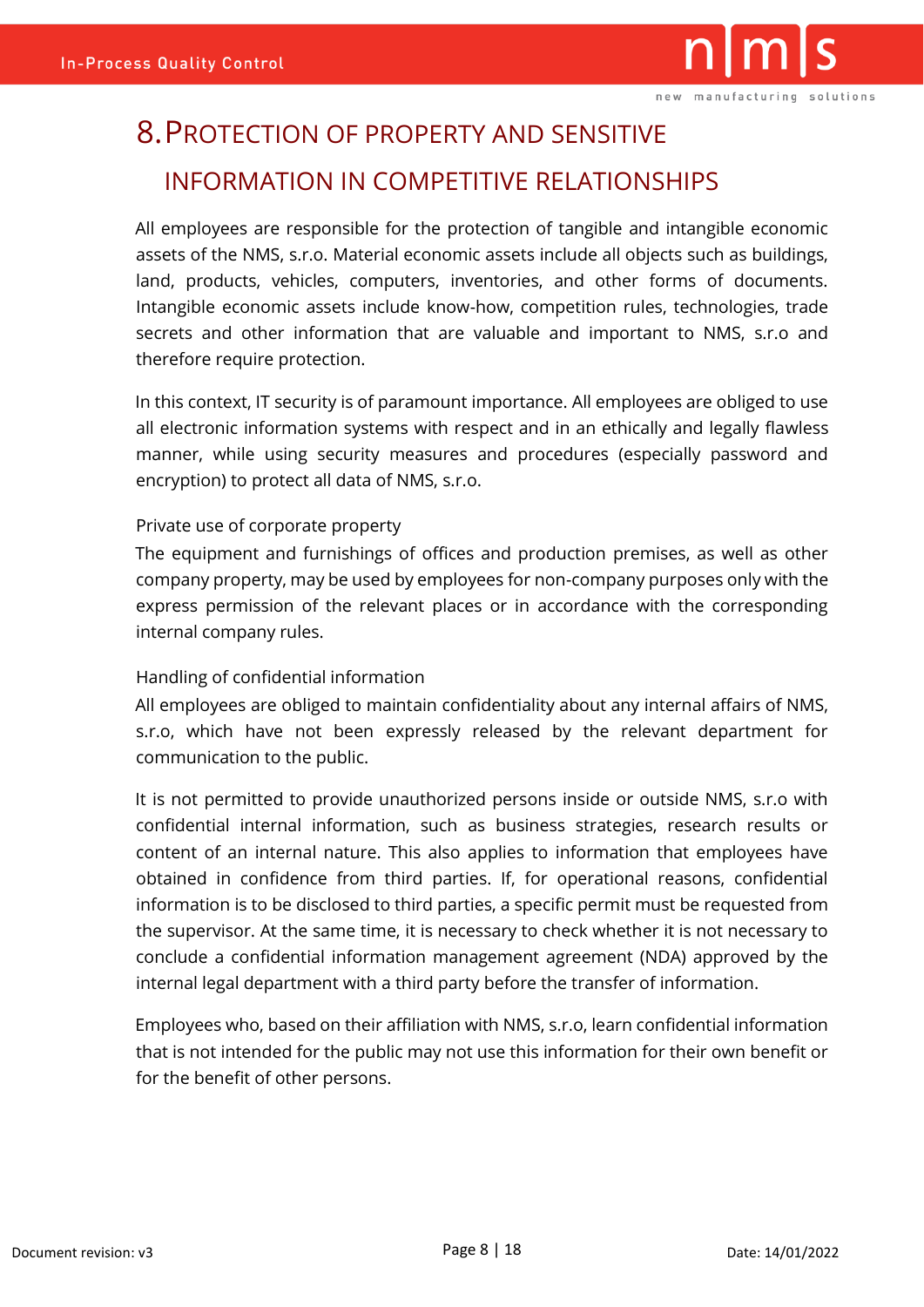# 8. PROTECTION OF PROPERTY AND SENSITIVE INFORMATION IN COMPETITIVE RELATIONSHIPS

All employees are responsible for the protection of tangible and intangible economic assets of the NMS, s.r.o. Material economic assets include all objects such as buildings, land, products, vehicles, computers, inventories, and other forms of documents. Intangible economic assets include know-how, competition rules, technologies, trade secrets and other information that are valuable and important to NMS, s.r.o and therefore require protection.

In this context, IT security is of paramount importance. All employees are obliged to use all electronic information systems with respect and in an ethically and legally flawless manner, while using security measures and procedures (especially password and encryption) to protect all data of NMS, s.r.o.

Private use of corporate property

The equipment and furnishings of offices and production premises, as well as other company property, may be used by employees for non-company purposes only with the express permission of the relevant places or in accordance with the corresponding internal company rules.

Handling of confidential information

All employees are obliged to maintain confidentiality about any internal affairs of NMS, s.r.o, which have not been expressly released by the relevant department for communication to the public.

It is not permitted to provide unauthorized persons inside or outside NMS, s.r.o with confidential internal information, such as business strategies, research results or content of an internal nature. This also applies to information that employees have obtained in confidence from third parties. If, for operational reasons, confidential information is to be disclosed to third parties, a specific permit must be requested from the supervisor. At the same time, it is necessary to check whether it is not necessary to conclude a confidential information management agreement (NDA) approved by the internal legal department with a third party before the transfer of information.

Employees who, based on their affiliation with NMS, s.r.o, learn confidential information that is not intended for the public may not use this information for their own benefit or for the benefit of other persons.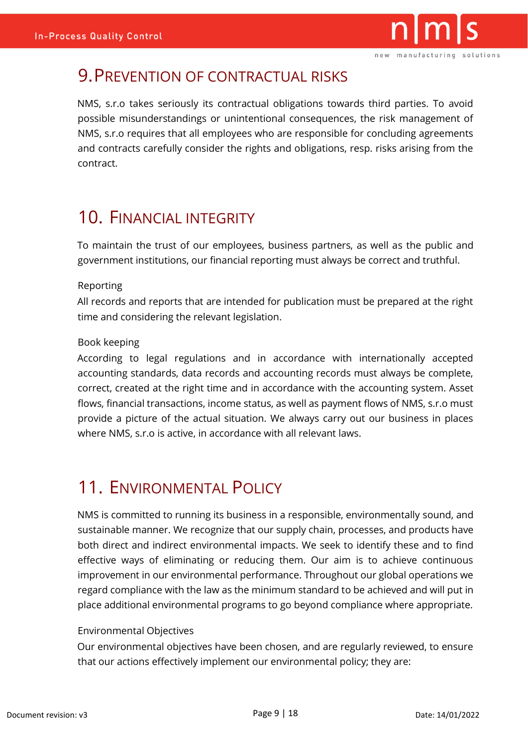# 9. Prevention of contractual risks

NMS, s.r.o takes seriously its contractual obligations towards third parties. To avoid possible misunderstandings or unintentional consequences, the risk management of NMS, s.r.o requires that all employees who are responsible for concluding agreements and contracts carefully consider the rights and obligations, resp. risks arising from the contract.

# 10. Financial integrity

To maintain the trust of our employees, business partners, as well as the public and government institutions, our financial reporting must always be correct and truthful.

Reporting

All records and reports that are intended for publication must be prepared at the right time and considering the relevant legislation.

Book keeping

According to legal regulations and in accordance with internationally accepted accounting standards, data records and accounting records must always be complete, correct, created at the right time and in accordance with the accounting system. Asset flows, financial transactions, income status, as well as payment flows of NMS, s.r.o must provide a picture of the actual situation. We always carry out our business in places where NMS, s.r.o is active, in accordance with all relevant laws.

# 11. Environmental Policy

NMS is committed to running its business in a responsible, environmentally sound, and sustainable manner. We recognize that our supply chain, processes, and products have both direct and indirect environmental impacts. We seek to identify these and to find effective ways of eliminating or reducing them. Our aim is to achieve continuous improvement in our environmental performance. Throughout our global operations we regard compliance with the law as the minimum standard to be achieved and will put in place additional environmental programs to go beyond compliance where appropriate.

Environmental Objectives

Our environmental objectives have been chosen, and are regularly reviewed, to ensure that our actions effectively implement our environmental policy; they are: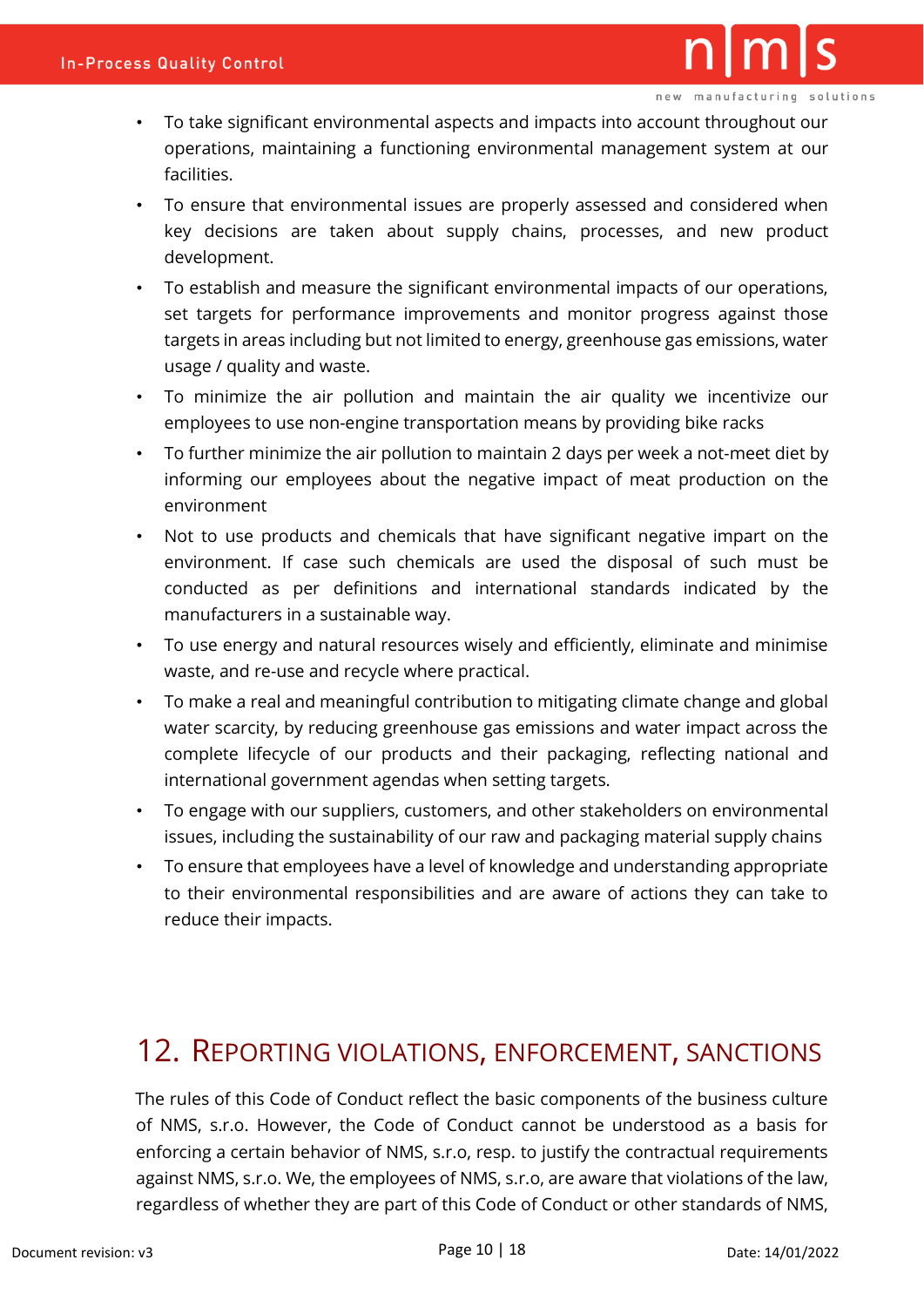- To take significant environmental aspects and impacts into account throughout our operations, maintaining a functioning environmental management system at our facilities.
- To ensure that environmental issues are properly assessed and considered when key decisions are taken about supply chains, processes, and new product development.
- To establish and measure the significant environmental impacts of our operations, set targets for performance improvements and monitor progress against those targets in areas including but not limited to energy, greenhouse gas emissions, water usage / quality and waste.
- To minimize the air pollution and maintain the air quality we incentivize our employees to use non-engine transportation means by providing bike racks
- To further minimize the air pollution to maintain 2 days per week a not-meet diet by informing our employees about the negative impact of meat production on the environment
- Not to use products and chemicals that have significant negative impart on the environment. If case such chemicals are used the disposal of such must be conducted as per definitions and international standards indicated by the manufacturers in a sustainable way.
- To use energy and natural resources wisely and efficiently, eliminate and minimise waste, and re-use and recycle where practical.
- To make a real and meaningful contribution to mitigating climate change and global water scarcity, by reducing greenhouse gas emissions and water impact across the complete lifecycle of our products and their packaging, reflecting national and international government agendas when setting targets.
- To engage with our suppliers, customers, and other stakeholders on environmental issues, including the sustainability of our raw and packaging material supply chains
- To ensure that employees have a level of knowledge and understanding appropriate to their environmental responsibilities and are aware of actions they can take to reduce their impacts.

# 12. Reporting violations, enforcement, sanctions

The rules of this Code of Conduct reflect the basic components of the business culture of NMS, s.r.o. However, the Code of Conduct cannot be understood as a basis for enforcing a certain behavior of NMS, s.r.o, resp. to justify the contractual requirements against NMS, s.r.o. We, the employees of NMS, s.r.o, are aware that violations of the law, regardless of whether they are part of this Code of Conduct or other standards of NMS,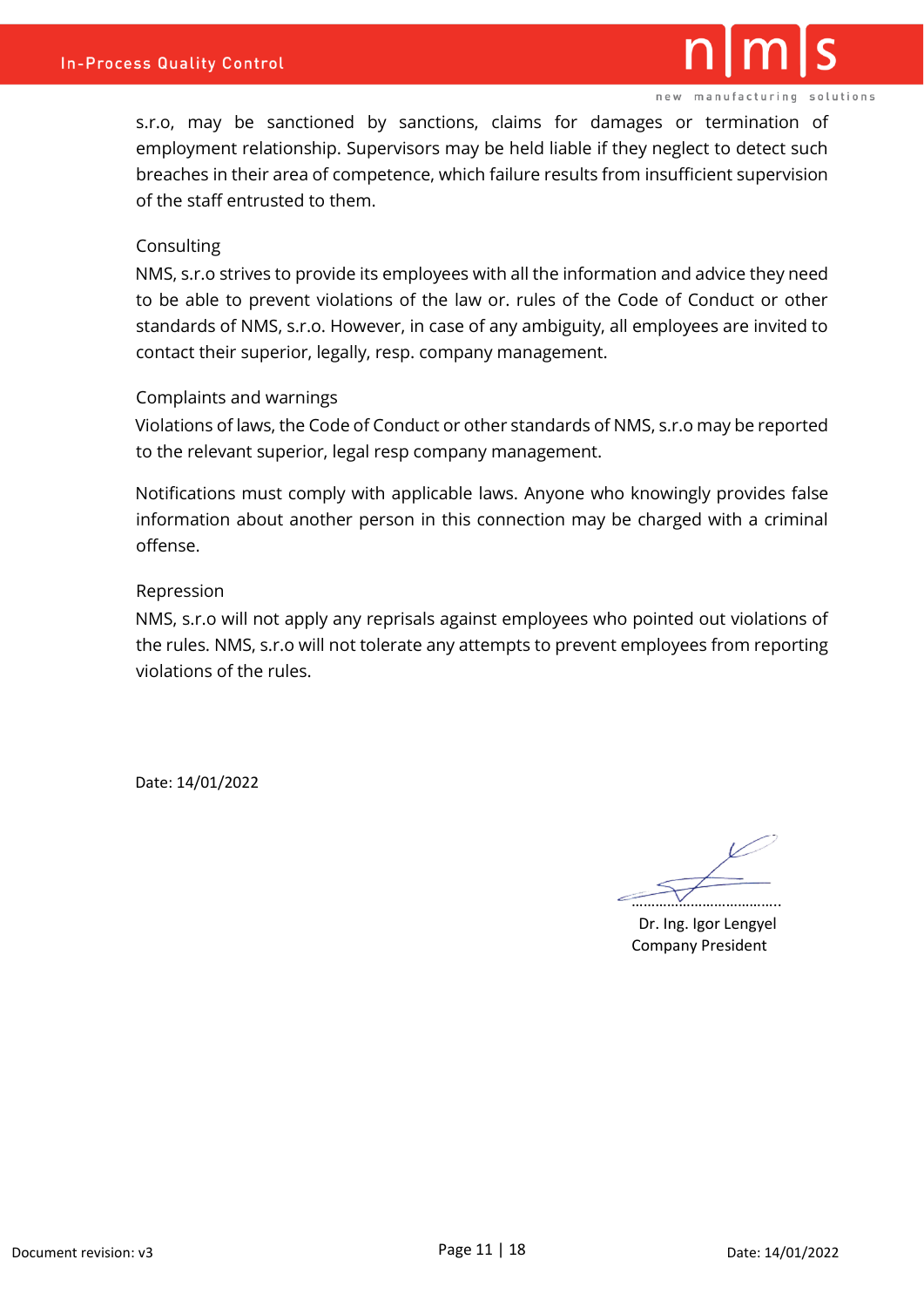s.r.o, may be sanctioned by sanctions, claims for damages or termination of employment relationship. Supervisors may be held liable if they neglect to detect such breaches in their area of competence, which failure results from insufficient supervision of the staff entrusted to them.

Consulting

NMS, s.r.o strives to provide its employees with all the information and advice they need to be able to prevent violations of the law or. rules of the Code of Conduct or other standards of NMS, s.r.o. However, in case of any ambiguity, all employees are invited to contact their superior, legally, resp. company management.

Complaints and warnings

Violations of laws, the Code of Conduct or other standards of NMS, s.r.o may be reported to the relevant superior, legal resp company management.

Notifications must comply with applicable laws. Anyone who knowingly provides false information about another person in this connection may be charged with a criminal offense.

Repression

NMS, s.r.o will not apply any reprisals against employees who pointed out violations of the rules. NMS, s.r.o will not tolerate any attempts to prevent employees from reporting violations of the rules.

Date: 14/01/2022

…………………………………..
Dr. Ing. Igor Lengyel
Company President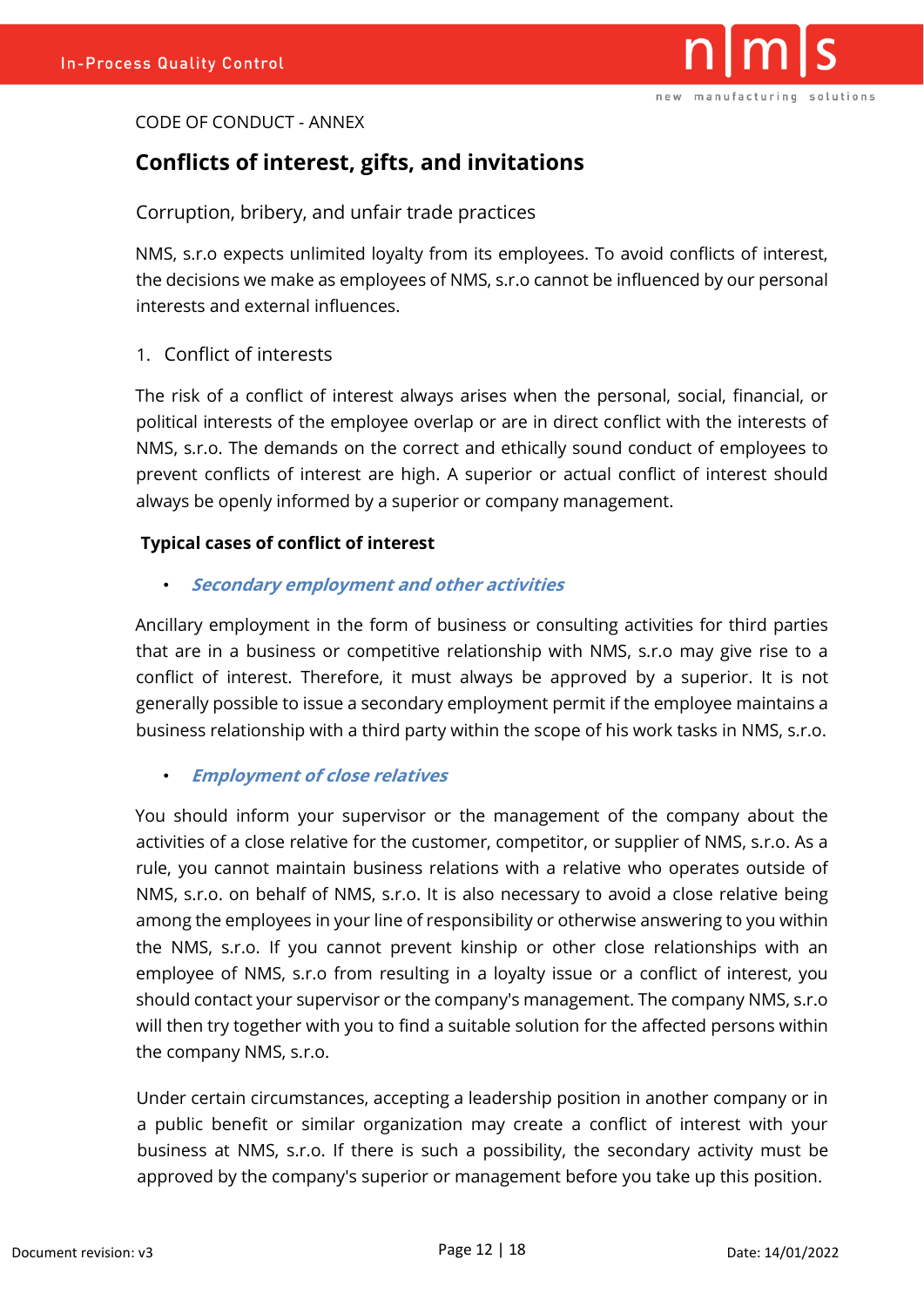CODE OF CONDUCT - ANNEX

## Conflicts of interest, gifts, and invitations

Corruption, bribery, and unfair trade practices

NMS, s.r.o expects unlimited loyalty from its employees. To avoid conflicts of interest, the decisions we make as employees of NMS, s.r.o cannot be influenced by our personal interests and external influences.

### 1. Conflict of interests

The risk of a conflict of interest always arises when the personal, social, financial, or political interests of the employee overlap or are in direct conflict with the interests of NMS, s.r.o. The demands on the correct and ethically sound conduct of employees to prevent conflicts of interest are high. A superior or actual conflict of interest should always be openly informed by a superior or company management.

**Typical cases of conflict of interest**

- ***Secondary employment and other activities***

Ancillary employment in the form of business or consulting activities for third parties that are in a business or competitive relationship with NMS, s.r.o may give rise to a conflict of interest. Therefore, it must always be approved by a superior. It is not generally possible to issue a secondary employment permit if the employee maintains a business relationship with a third party within the scope of his work tasks in NMS, s.r.o.

- ***Employment of close relatives***

You should inform your supervisor or the management of the company about the activities of a close relative for the customer, competitor, or supplier of NMS, s.r.o. As a rule, you cannot maintain business relations with a relative who operates outside of NMS, s.r.o. on behalf of NMS, s.r.o. It is also necessary to avoid a close relative being among the employees in your line of responsibility or otherwise answering to you within the NMS, s.r.o. If you cannot prevent kinship or other close relationships with an employee of NMS, s.r.o from resulting in a loyalty issue or a conflict of interest, you should contact your supervisor or the company's management. The company NMS, s.r.o will then try together with you to find a suitable solution for the affected persons within the company NMS, s.r.o.

Under certain circumstances, accepting a leadership position in another company or in a public benefit or similar organization may create a conflict of interest with your business at NMS, s.r.o. If there is such a possibility, the secondary activity must be approved by the company's superior or management before you take up this position.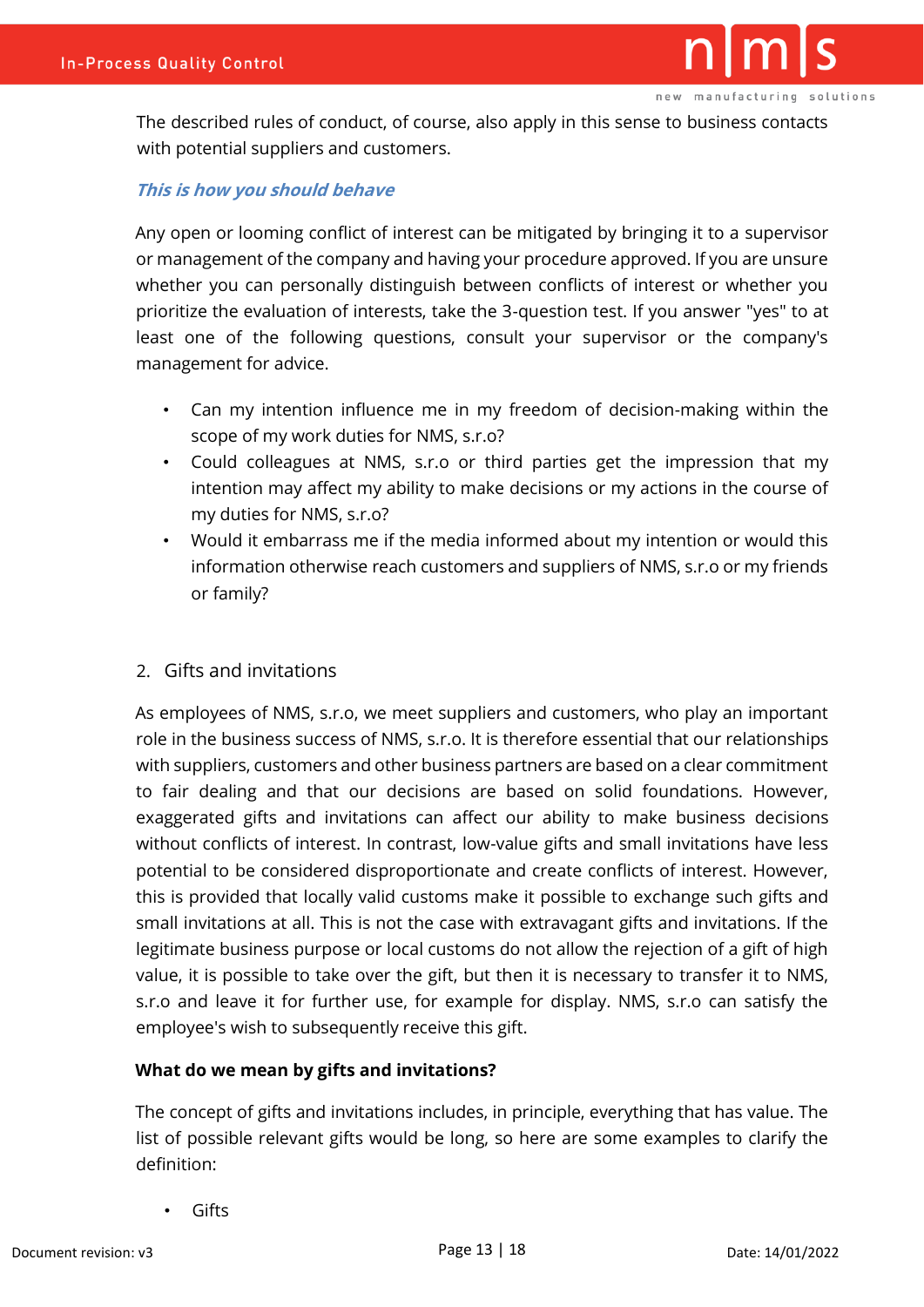The described rules of conduct, of course, also apply in this sense to business contacts with potential suppliers and customers.

***This is how you should behave***

Any open or looming conflict of interest can be mitigated by bringing it to a supervisor or management of the company and having your procedure approved. If you are unsure whether you can personally distinguish between conflicts of interest or whether you prioritize the evaluation of interests, take the 3-question test. If you answer "yes" to at least one of the following questions, consult your supervisor or the company's management for advice.

- Can my intention influence me in my freedom of decision-making within the scope of my work duties for NMS, s.r.o?
- Could colleagues at NMS, s.r.o or third parties get the impression that my intention may affect my ability to make decisions or my actions in the course of my duties for NMS, s.r.o?
- Would it embarrass me if the media informed about my intention or would this information otherwise reach customers and suppliers of NMS, s.r.o or my friends or family?

## 2. Gifts and invitations

As employees of NMS, s.r.o, we meet suppliers and customers, who play an important role in the business success of NMS, s.r.o. It is therefore essential that our relationships with suppliers, customers and other business partners are based on a clear commitment to fair dealing and that our decisions are based on solid foundations. However, exaggerated gifts and invitations can affect our ability to make business decisions without conflicts of interest. In contrast, low-value gifts and small invitations have less potential to be considered disproportionate and create conflicts of interest. However, this is provided that locally valid customs make it possible to exchange such gifts and small invitations at all. This is not the case with extravagant gifts and invitations. If the legitimate business purpose or local customs do not allow the rejection of a gift of high value, it is possible to take over the gift, but then it is necessary to transfer it to NMS, s.r.o and leave it for further use, for example for display. NMS, s.r.o can satisfy the employee's wish to subsequently receive this gift.

**What do we mean by gifts and invitations?**

The concept of gifts and invitations includes, in principle, everything that has value. The list of possible relevant gifts would be long, so here are some examples to clarify the definition:

- Gifts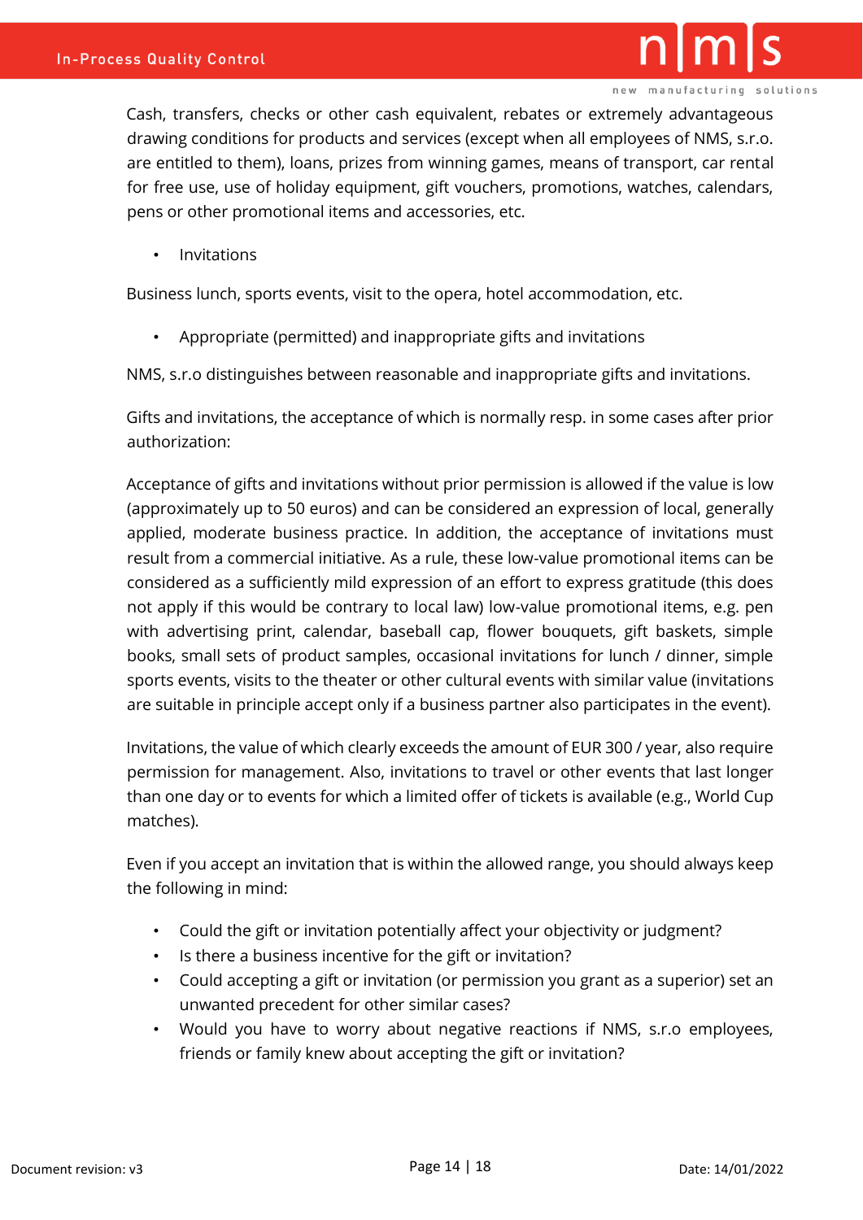Cash, transfers, checks or other cash equivalent, rebates or extremely advantageous drawing conditions for products and services (except when all employees of NMS, s.r.o. are entitled to them), loans, prizes from winning games, means of transport, car rental for free use, use of holiday equipment, gift vouchers, promotions, watches, calendars, pens or other promotional items and accessories, etc.

- Invitations

Business lunch, sports events, visit to the opera, hotel accommodation, etc.

- Appropriate (permitted) and inappropriate gifts and invitations

NMS, s.r.o distinguishes between reasonable and inappropriate gifts and invitations.

Gifts and invitations, the acceptance of which is normally resp. in some cases after prior authorization:

Acceptance of gifts and invitations without prior permission is allowed if the value is low (approximately up to 50 euros) and can be considered an expression of local, generally applied, moderate business practice. In addition, the acceptance of invitations must result from a commercial initiative. As a rule, these low-value promotional items can be considered as a sufficiently mild expression of an effort to express gratitude (this does not apply if this would be contrary to local law) low-value promotional items, e.g. pen with advertising print, calendar, baseball cap, flower bouquets, gift baskets, simple books, small sets of product samples, occasional invitations for lunch / dinner, simple sports events, visits to the theater or other cultural events with similar value (invitations are suitable in principle accept only if a business partner also participates in the event).

Invitations, the value of which clearly exceeds the amount of EUR 300 / year, also require permission for management. Also, invitations to travel or other events that last longer than one day or to events for which a limited offer of tickets is available (e.g., World Cup matches).

Even if you accept an invitation that is within the allowed range, you should always keep the following in mind:

- Could the gift or invitation potentially affect your objectivity or judgment?
- Is there a business incentive for the gift or invitation?
- Could accepting a gift or invitation (or permission you grant as a superior) set an unwanted precedent for other similar cases?
- Would you have to worry about negative reactions if NMS, s.r.o employees, friends or family knew about accepting the gift or invitation?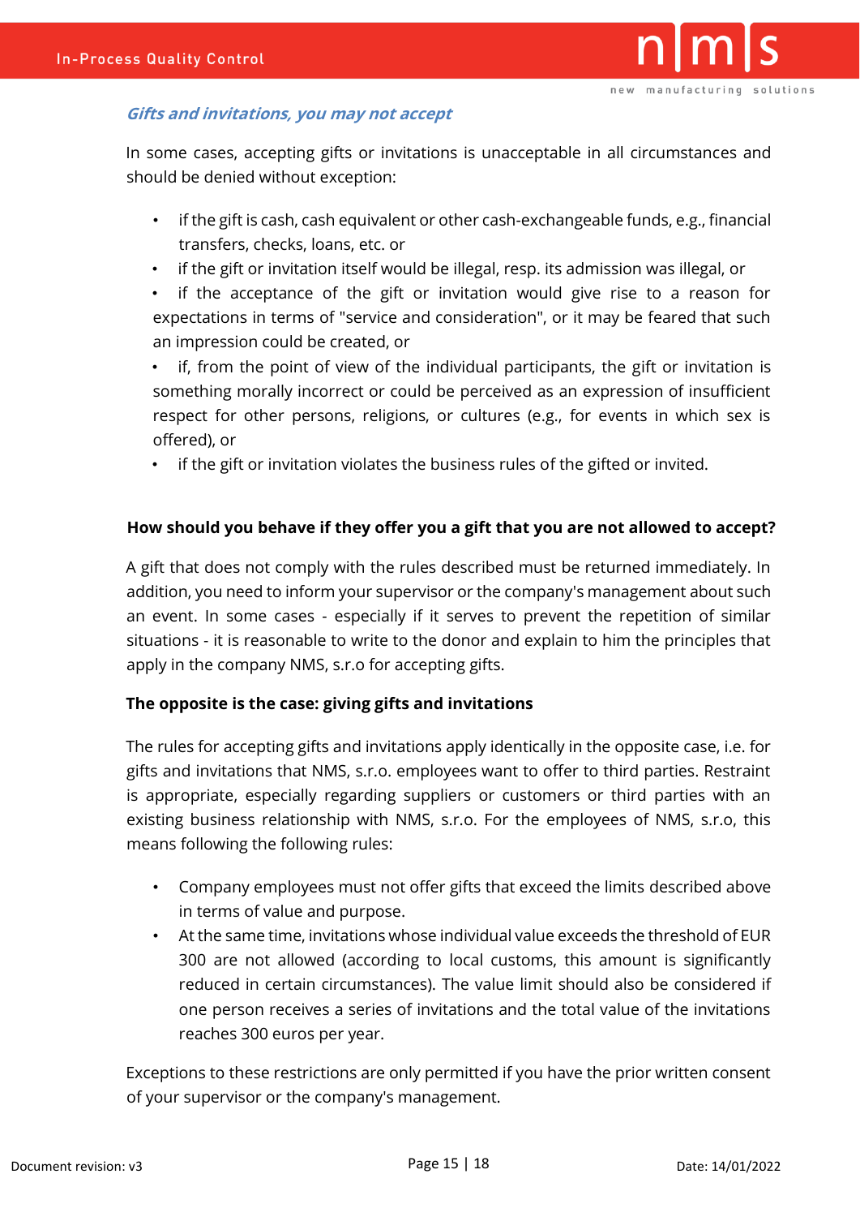### *Gifts and invitations, you may not accept*

In some cases, accepting gifts or invitations is unacceptable in all circumstances and should be denied without exception:

- if the gift is cash, cash equivalent or other cash-exchangeable funds, e.g., financial transfers, checks, loans, etc. or
- if the gift or invitation itself would be illegal, resp. its admission was illegal, or
- if the acceptance of the gift or invitation would give rise to a reason for expectations in terms of "service and consideration", or it may be feared that such an impression could be created, or
- if, from the point of view of the individual participants, the gift or invitation is something morally incorrect or could be perceived as an expression of insufficient respect for other persons, religions, or cultures (e.g., for events in which sex is offered), or
- if the gift or invitation violates the business rules of the gifted or invited.

**How should you behave if they offer you a gift that you are not allowed to accept?**

A gift that does not comply with the rules described must be returned immediately. In addition, you need to inform your supervisor or the company's management about such an event. In some cases - especially if it serves to prevent the repetition of similar situations - it is reasonable to write to the donor and explain to him the principles that apply in the company NMS, s.r.o for accepting gifts.

**The opposite is the case: giving gifts and invitations**

The rules for accepting gifts and invitations apply identically in the opposite case, i.e. for gifts and invitations that NMS, s.r.o. employees want to offer to third parties. Restraint is appropriate, especially regarding suppliers or customers or third parties with an existing business relationship with NMS, s.r.o. For the employees of NMS, s.r.o, this means following the following rules:

- Company employees must not offer gifts that exceed the limits described above in terms of value and purpose.
- At the same time, invitations whose individual value exceeds the threshold of EUR 300 are not allowed (according to local customs, this amount is significantly reduced in certain circumstances). The value limit should also be considered if one person receives a series of invitations and the total value of the invitations reaches 300 euros per year.

Exceptions to these restrictions are only permitted if you have the prior written consent of your supervisor or the company's management.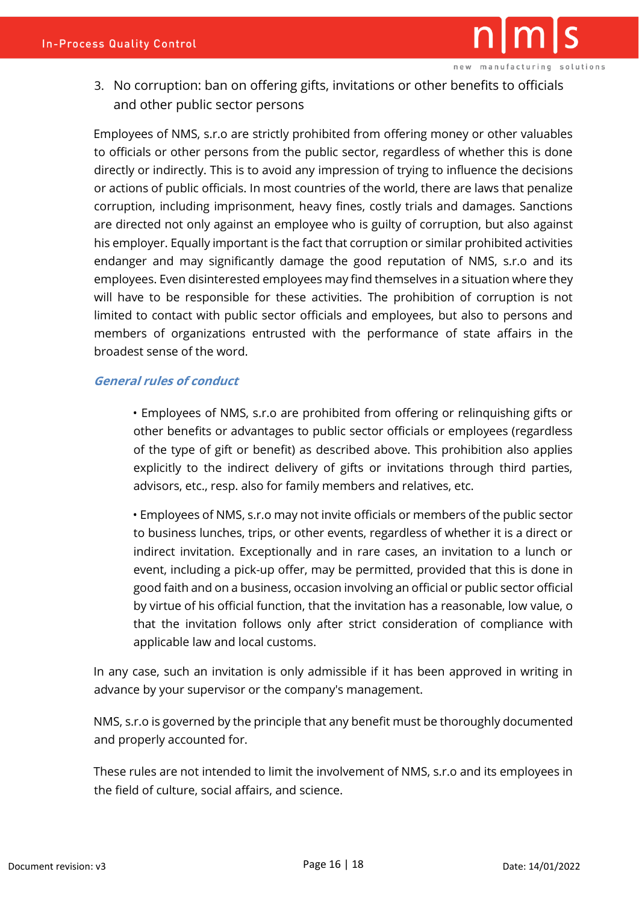3. No corruption: ban on offering gifts, invitations or other benefits to officials and other public sector persons

Employees of NMS, s.r.o are strictly prohibited from offering money or other valuables to officials or other persons from the public sector, regardless of whether this is done directly or indirectly. This is to avoid any impression of trying to influence the decisions or actions of public officials. In most countries of the world, there are laws that penalize corruption, including imprisonment, heavy fines, costly trials and damages. Sanctions are directed not only against an employee who is guilty of corruption, but also against his employer. Equally important is the fact that corruption or similar prohibited activities endanger and may significantly damage the good reputation of NMS, s.r.o and its employees. Even disinterested employees may find themselves in a situation where they will have to be responsible for these activities. The prohibition of corruption is not limited to contact with public sector officials and employees, but also to persons and members of organizations entrusted with the performance of state affairs in the broadest sense of the word.

***General rules of conduct***

- Employees of NMS, s.r.o are prohibited from offering or relinquishing gifts or other benefits or advantages to public sector officials or employees (regardless of the type of gift or benefit) as described above. This prohibition also applies explicitly to the indirect delivery of gifts or invitations through third parties, advisors, etc., resp. also for family members and relatives, etc.

- Employees of NMS, s.r.o may not invite officials or members of the public sector to business lunches, trips, or other events, regardless of whether it is a direct or indirect invitation. Exceptionally and in rare cases, an invitation to a lunch or event, including a pick-up offer, may be permitted, provided that this is done in good faith and on a business, occasion involving an official or public sector official by virtue of his official function, that the invitation has a reasonable, low value, o that the invitation follows only after strict consideration of compliance with applicable law and local customs.

In any case, such an invitation is only admissible if it has been approved in writing in advance by your supervisor or the company's management.

NMS, s.r.o is governed by the principle that any benefit must be thoroughly documented and properly accounted for.

These rules are not intended to limit the involvement of NMS, s.r.o and its employees in the field of culture, social affairs, and science.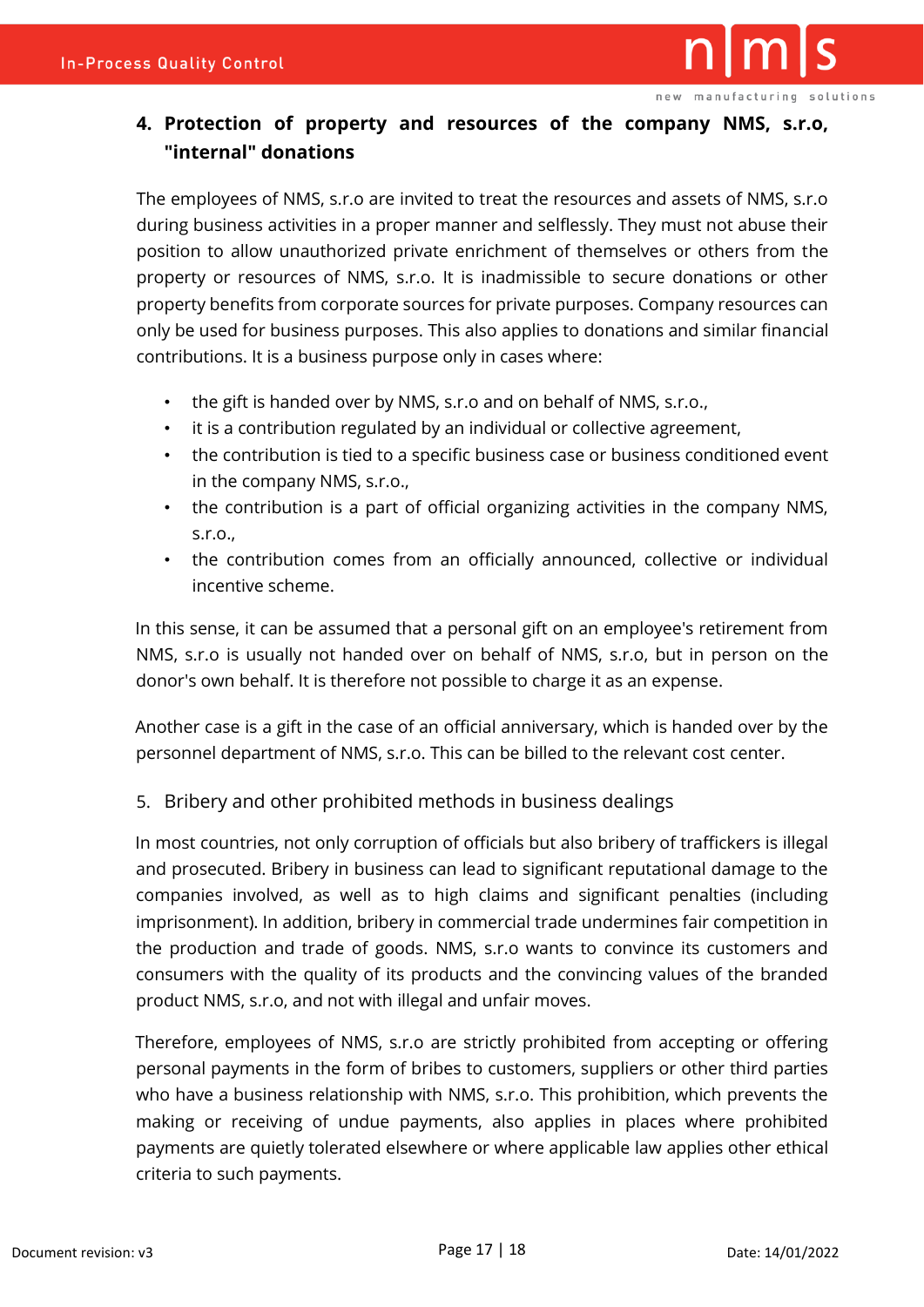## 4. Protection of property and resources of the company NMS, s.r.o, "internal" donations

The employees of NMS, s.r.o are invited to treat the resources and assets of NMS, s.r.o during business activities in a proper manner and selflessly. They must not abuse their position to allow unauthorized private enrichment of themselves or others from the property or resources of NMS, s.r.o. It is inadmissible to secure donations or other property benefits from corporate sources for private purposes. Company resources can only be used for business purposes. This also applies to donations and similar financial contributions. It is a business purpose only in cases where:

- the gift is handed over by NMS, s.r.o and on behalf of NMS, s.r.o.,
- it is a contribution regulated by an individual or collective agreement,
- the contribution is tied to a specific business case or business conditioned event in the company NMS, s.r.o.,
- the contribution is a part of official organizing activities in the company NMS, s.r.o.,
- the contribution comes from an officially announced, collective or individual incentive scheme.

In this sense, it can be assumed that a personal gift on an employee's retirement from NMS, s.r.o is usually not handed over on behalf of NMS, s.r.o, but in person on the donor's own behalf. It is therefore not possible to charge it as an expense.

Another case is a gift in the case of an official anniversary, which is handed over by the personnel department of NMS, s.r.o. This can be billed to the relevant cost center.

## 5. Bribery and other prohibited methods in business dealings

In most countries, not only corruption of officials but also bribery of traffickers is illegal and prosecuted. Bribery in business can lead to significant reputational damage to the companies involved, as well as to high claims and significant penalties (including imprisonment). In addition, bribery in commercial trade undermines fair competition in the production and trade of goods. NMS, s.r.o wants to convince its customers and consumers with the quality of its products and the convincing values of the branded product NMS, s.r.o, and not with illegal and unfair moves.

Therefore, employees of NMS, s.r.o are strictly prohibited from accepting or offering personal payments in the form of bribes to customers, suppliers or other third parties who have a business relationship with NMS, s.r.o. This prohibition, which prevents the making or receiving of undue payments, also applies in places where prohibited payments are quietly tolerated elsewhere or where applicable law applies other ethical criteria to such payments.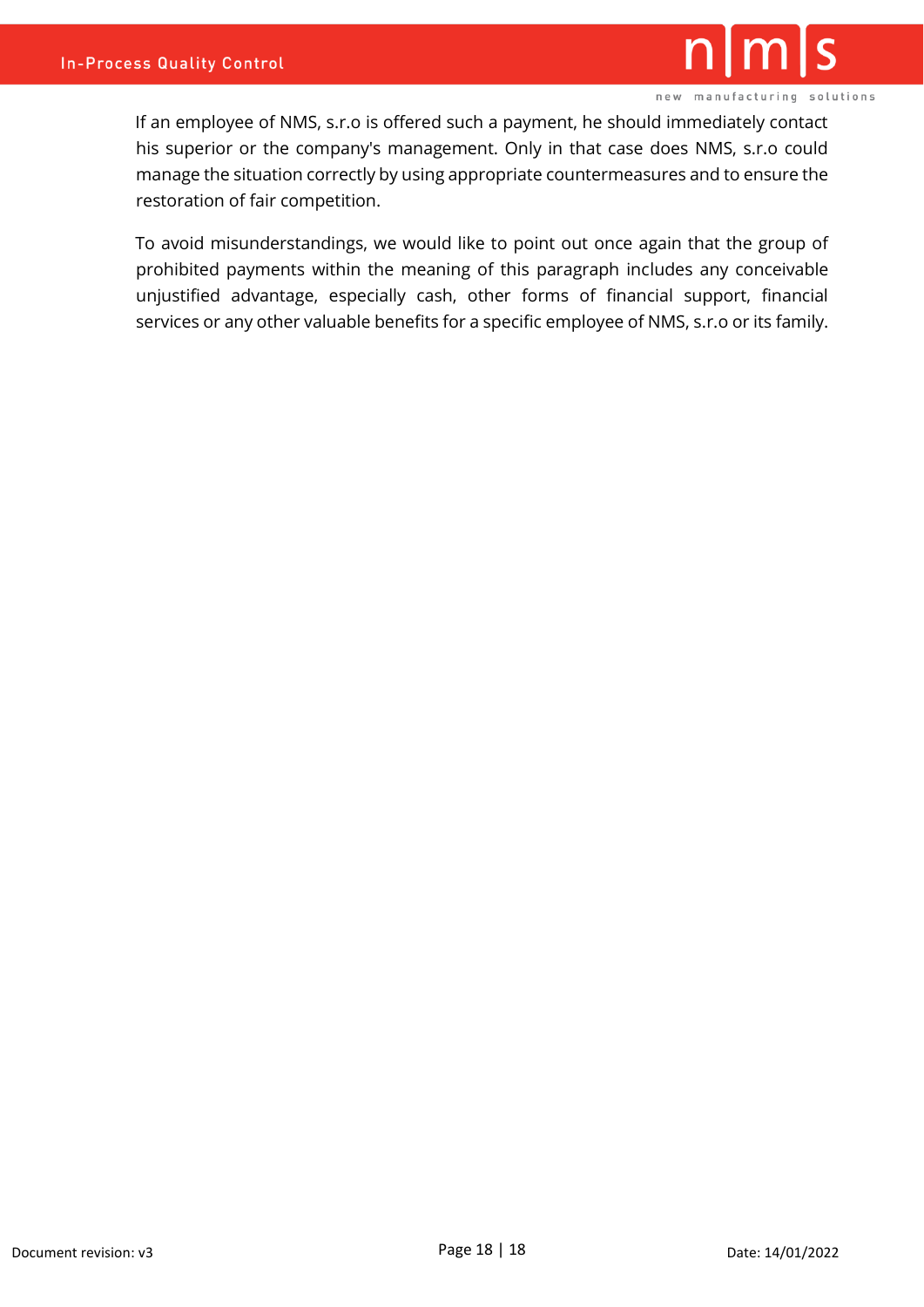If an employee of NMS, s.r.o is offered such a payment, he should immediately contact his superior or the company's management. Only in that case does NMS, s.r.o could manage the situation correctly by using appropriate countermeasures and to ensure the restoration of fair competition.

To avoid misunderstandings, we would like to point out once again that the group of prohibited payments within the meaning of this paragraph includes any conceivable unjustified advantage, especially cash, other forms of financial support, financial services or any other valuable benefits for a specific employee of NMS, s.r.o or its family.